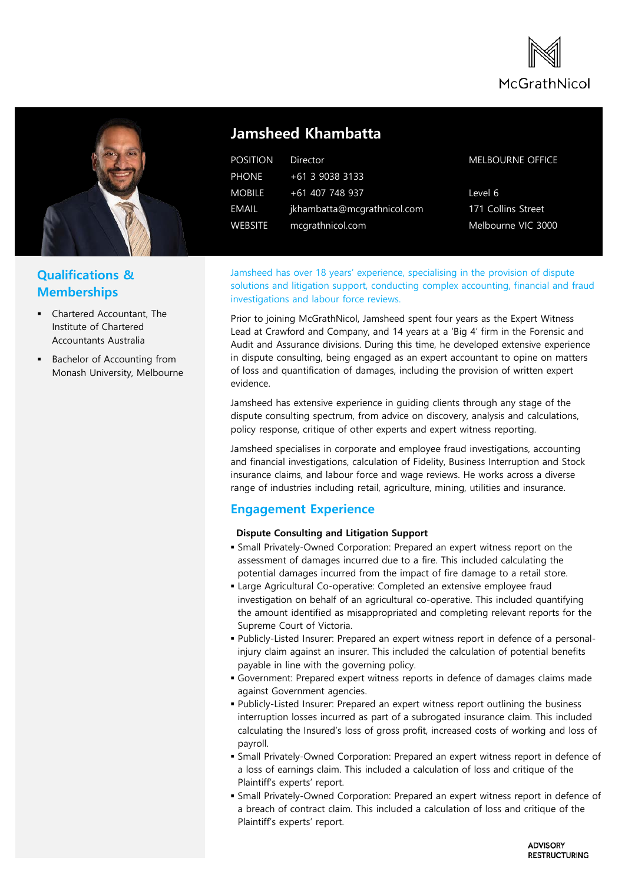McGrathNicol

# Jamsheed Khambatta

| | | |
|---|---|---|
| POSITION | Director | MELBOURNE OFFICE |
| PHONE | +61 3 9038 3133 | |
| MOBILE | +61 407 748 937 | Level 6 |
| EMAIL | jkhambatta@mcgrathnicol.com | 171 Collins Street |
| WEBSITE | mcgrathnicol.com | Melbourne VIC 3000 |

## Qualifications & Memberships

- Chartered Accountant, The Institute of Chartered Accountants Australia
- Bachelor of Accounting from Monash University, Melbourne

Jamsheed has over 18 years' experience, specialising in the provision of dispute solutions and litigation support, conducting complex accounting, financial and fraud investigations and labour force reviews.

Prior to joining McGrathNicol, Jamsheed spent four years as the Expert Witness Lead at Crawford and Company, and 14 years at a 'Big 4' firm in the Forensic and Audit and Assurance divisions. During this time, he developed extensive experience in dispute consulting, being engaged as an expert accountant to opine on matters of loss and quantification of damages, including the provision of written expert evidence.

Jamsheed has extensive experience in guiding clients through any stage of the dispute consulting spectrum, from advice on discovery, analysis and calculations, policy response, critique of other experts and expert witness reporting.

Jamsheed specialises in corporate and employee fraud investigations, accounting and financial investigations, calculation of Fidelity, Business Interruption and Stock insurance claims, and labour force and wage reviews. He works across a diverse range of industries including retail, agriculture, mining, utilities and insurance.

## Engagement Experience

**Dispute Consulting and Litigation Support**

- Small Privately-Owned Corporation: Prepared an expert witness report on the assessment of damages incurred due to a fire. This included calculating the potential damages incurred from the impact of fire damage to a retail store.
- Large Agricultural Co-operative: Completed an extensive employee fraud investigation on behalf of an agricultural co-operative. This included quantifying the amount identified as misappropriated and completing relevant reports for the Supreme Court of Victoria.
- Publicly-Listed Insurer: Prepared an expert witness report in defence of a personal-injury claim against an insurer. This included the calculation of potential benefits payable in line with the governing policy.
- Government: Prepared expert witness reports in defence of damages claims made against Government agencies.
- Publicly-Listed Insurer: Prepared an expert witness report outlining the business interruption losses incurred as part of a subrogated insurance claim. This included calculating the Insured's loss of gross profit, increased costs of working and loss of payroll.
- Small Privately-Owned Corporation: Prepared an expert witness report in defence of a loss of earnings claim. This included a calculation of loss and critique of the Plaintiff's experts' report.
- Small Privately-Owned Corporation: Prepared an expert witness report in defence of a breach of contract claim. This included a calculation of loss and critique of the Plaintiff's experts' report.

ADVISORY
RESTRUCTURING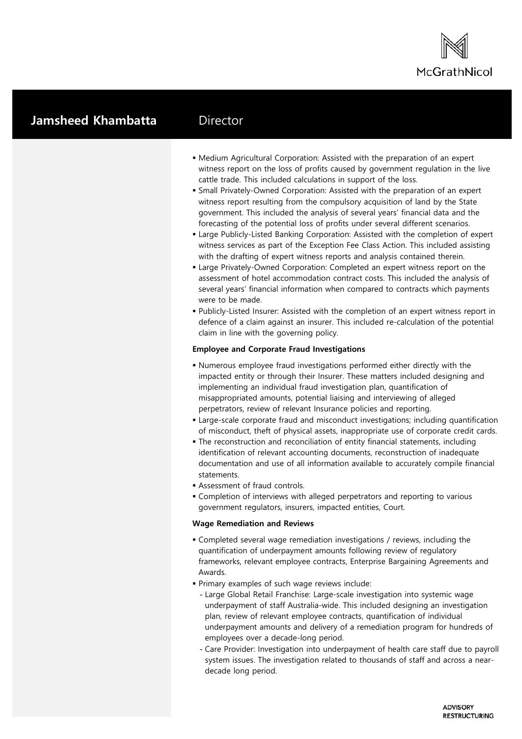## Jamsheed Khambatta — Director

- Medium Agricultural Corporation: Assisted with the preparation of an expert witness report on the loss of profits caused by government regulation in the live cattle trade. This included calculations in support of the loss.
- Small Privately-Owned Corporation: Assisted with the preparation of an expert witness report resulting from the compulsory acquisition of land by the State government. This included the analysis of several years' financial data and the forecasting of the potential loss of profits under several different scenarios.
- Large Publicly-Listed Banking Corporation: Assisted with the completion of expert witness services as part of the Exception Fee Class Action. This included assisting with the drafting of expert witness reports and analysis contained therein.
- Large Privately-Owned Corporation: Completed an expert witness report on the assessment of hotel accommodation contract costs. This included the analysis of several years' financial information when compared to contracts which payments were to be made.
- Publicly-Listed Insurer: Assisted with the completion of an expert witness report in defence of a claim against an insurer. This included re-calculation of the potential claim in line with the governing policy.

**Employee and Corporate Fraud Investigations**

- Numerous employee fraud investigations performed either directly with the impacted entity or through their Insurer. These matters included designing and implementing an individual fraud investigation plan, quantification of misappropriated amounts, potential liaising and interviewing of alleged perpetrators, review of relevant Insurance policies and reporting.
- Large-scale corporate fraud and misconduct investigations; including quantification of misconduct, theft of physical assets, inappropriate use of corporate credit cards.
- The reconstruction and reconciliation of entity financial statements, including identification of relevant accounting documents, reconstruction of inadequate documentation and use of all information available to accurately compile financial statements.
- Assessment of fraud controls.
- Completion of interviews with alleged perpetrators and reporting to various government regulators, insurers, impacted entities, Court.

**Wage Remediation and Reviews**

- Completed several wage remediation investigations / reviews, including the quantification of underpayment amounts following review of regulatory frameworks, relevant employee contracts, Enterprise Bargaining Agreements and Awards.
- Primary examples of such wage reviews include:
  - Large Global Retail Franchise: Large-scale investigation into systemic wage underpayment of staff Australia-wide. This included designing an investigation plan, review of relevant employee contracts, quantification of individual underpayment amounts and delivery of a remediation program for hundreds of employees over a decade-long period.
  - Care Provider: Investigation into underpayment of health care staff due to payroll system issues. The investigation related to thousands of staff and across a near-decade long period.